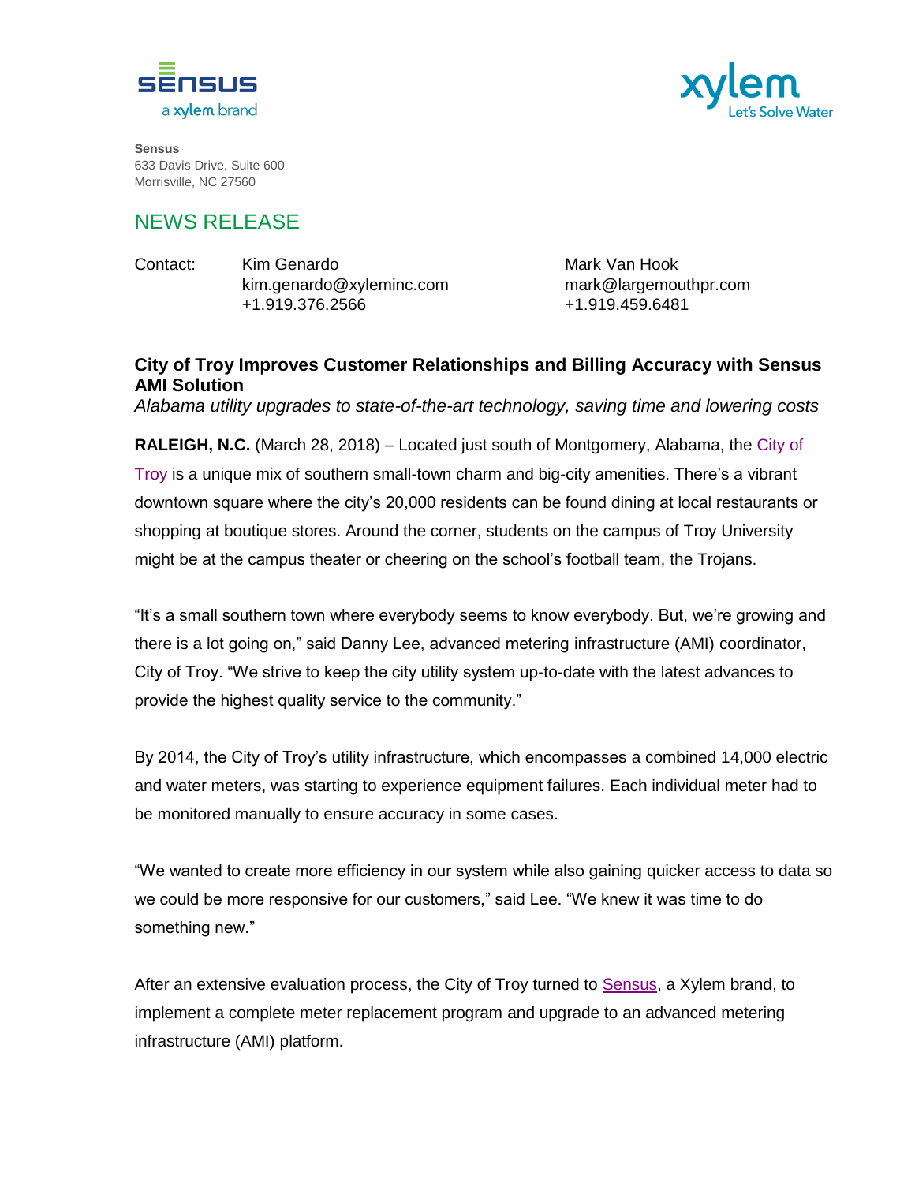sensus
a xylem brand

xylem
Let's Solve Water

**Sensus**
633 Davis Drive, Suite 600
Morrisville, NC 27560

## NEWS RELEASE

Contact: Kim Genardo
kim.genardo@xyleminc.com
+1.919.376.2566

Mark Van Hook
mark@largemouthpr.com
+1.919.459.6481

# City of Troy Improves Customer Relationships and Billing Accuracy with Sensus AMI Solution

*Alabama utility upgrades to state-of-the-art technology, saving time and lowering costs*

**RALEIGH, N.C.** (March 28, 2018) – Located just south of Montgomery, Alabama, the City of Troy is a unique mix of southern small-town charm and big-city amenities. There's a vibrant downtown square where the city's 20,000 residents can be found dining at local restaurants or shopping at boutique stores. Around the corner, students on the campus of Troy University might be at the campus theater or cheering on the school's football team, the Trojans.

"It's a small southern town where everybody seems to know everybody. But, we're growing and there is a lot going on," said Danny Lee, advanced metering infrastructure (AMI) coordinator, City of Troy. "We strive to keep the city utility system up-to-date with the latest advances to provide the highest quality service to the community."

By 2014, the City of Troy's utility infrastructure, which encompasses a combined 14,000 electric and water meters, was starting to experience equipment failures. Each individual meter had to be monitored manually to ensure accuracy in some cases.

"We wanted to create more efficiency in our system while also gaining quicker access to data so we could be more responsive for our customers," said Lee. "We knew it was time to do something new."

After an extensive evaluation process, the City of Troy turned to Sensus, a Xylem brand, to implement a complete meter replacement program and upgrade to an advanced metering infrastructure (AMI) platform.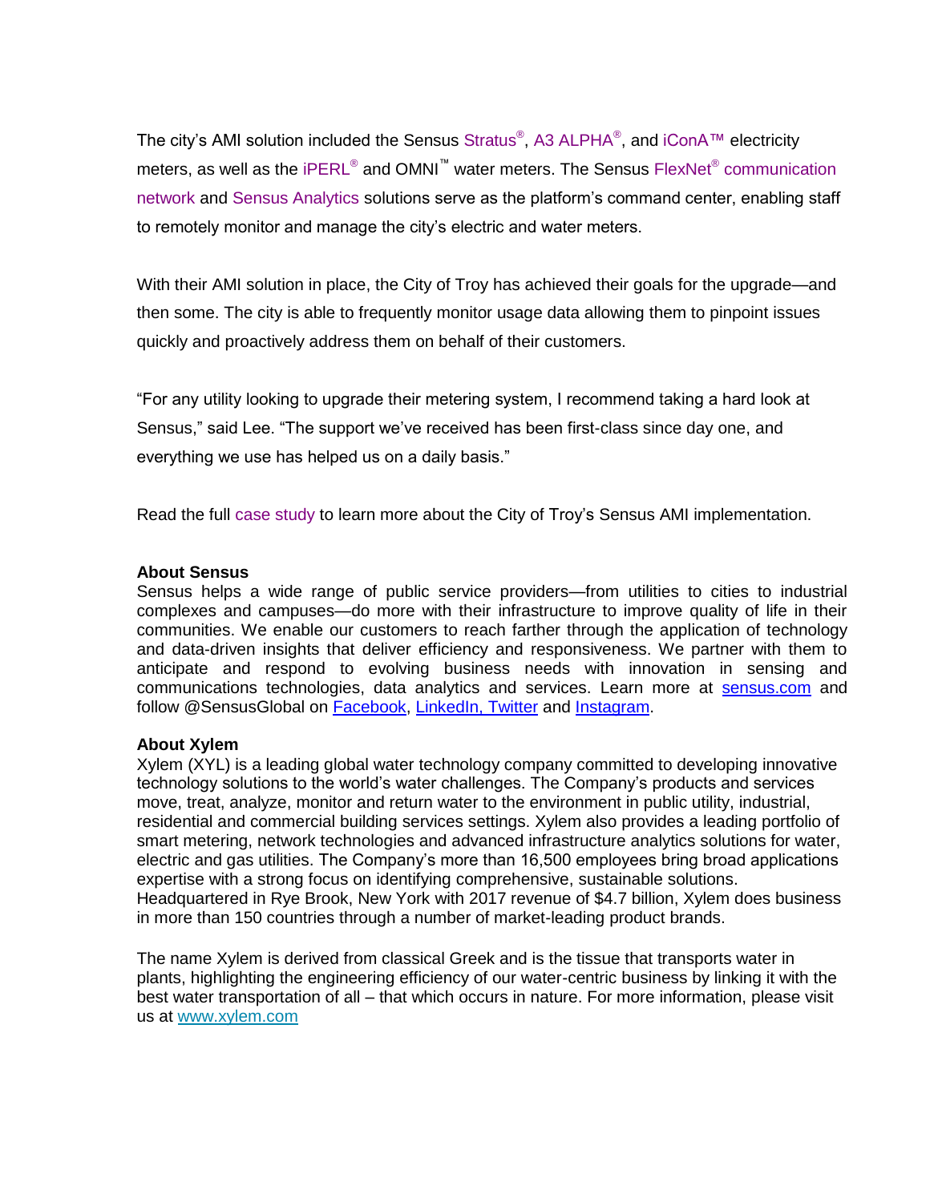The city's AMI solution included the Sensus Stratus®, A3 ALPHA®, and iConA™ electricity meters, as well as the iPERL® and OMNI™ water meters. The Sensus FlexNet® communication network and Sensus Analytics solutions serve as the platform's command center, enabling staff to remotely monitor and manage the city's electric and water meters.

With their AMI solution in place, the City of Troy has achieved their goals for the upgrade—and then some. The city is able to frequently monitor usage data allowing them to pinpoint issues quickly and proactively address them on behalf of their customers.

"For any utility looking to upgrade their metering system, I recommend taking a hard look at Sensus," said Lee. "The support we've received has been first-class since day one, and everything we use has helped us on a daily basis."

Read the full case study to learn more about the City of Troy's Sensus AMI implementation.

**About Sensus**

Sensus helps a wide range of public service providers—from utilities to cities to industrial complexes and campuses—do more with their infrastructure to improve quality of life in their communities. We enable our customers to reach farther through the application of technology and data-driven insights that deliver efficiency and responsiveness. We partner with them to anticipate and respond to evolving business needs with innovation in sensing and communications technologies, data analytics and services. Learn more at sensus.com and follow @SensusGlobal on Facebook, LinkedIn, Twitter and Instagram.

**About Xylem**

Xylem (XYL) is a leading global water technology company committed to developing innovative technology solutions to the world's water challenges. The Company's products and services move, treat, analyze, monitor and return water to the environment in public utility, industrial, residential and commercial building services settings. Xylem also provides a leading portfolio of smart metering, network technologies and advanced infrastructure analytics solutions for water, electric and gas utilities. The Company's more than 16,500 employees bring broad applications expertise with a strong focus on identifying comprehensive, sustainable solutions. Headquartered in Rye Brook, New York with 2017 revenue of $4.7 billion, Xylem does business in more than 150 countries through a number of market-leading product brands.

The name Xylem is derived from classical Greek and is the tissue that transports water in plants, highlighting the engineering efficiency of our water-centric business by linking it with the best water transportation of all – that which occurs in nature. For more information, please visit us at www.xylem.com